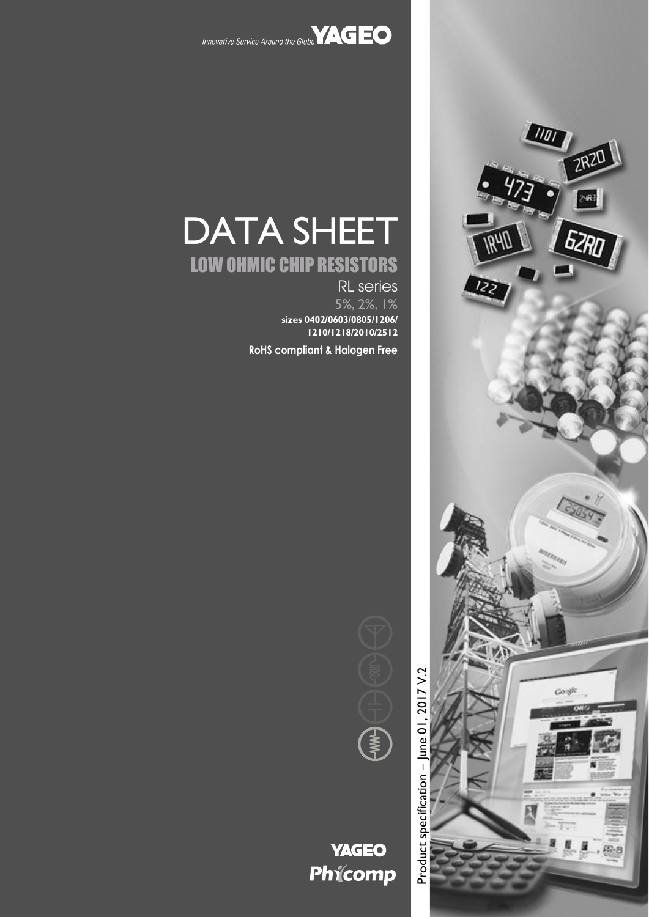Innovative Service Around the Globe **YAGEO**

# DATA SHEET

## LOW OHMIC CHIP RESISTORS

RL series

5%, 2%, 1%

**sizes 0402/0603/0805/1206/1210/1218/2010/2512**

**RoHS compliant & Halogen Free**

Product specification – June 01, 2017 V.2

**YAGEO Phycomp**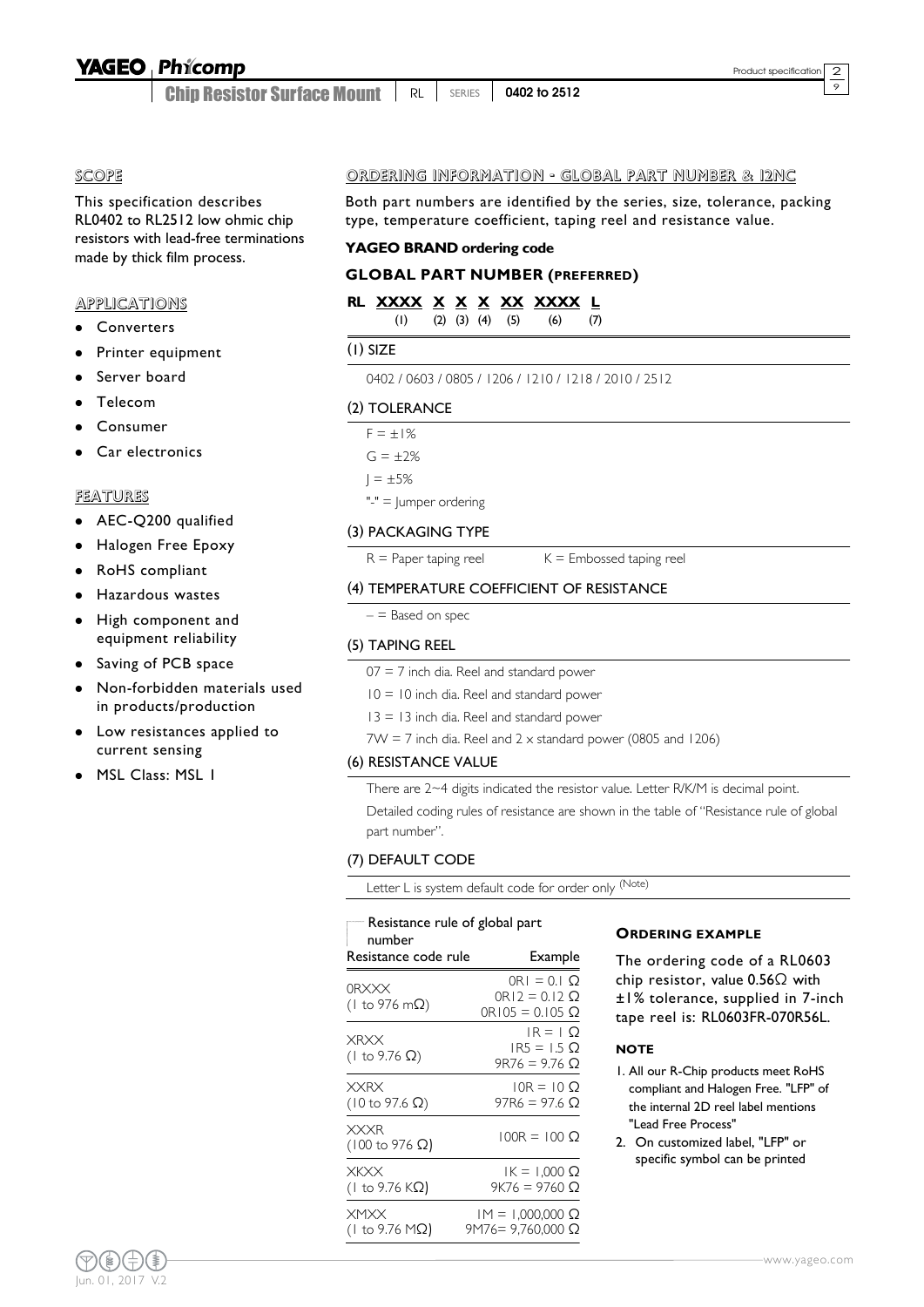## SCOPE

This specification describes RL0402 to RL2512 low ohmic chip resistors with lead-free terminations made by thick film process.

## APPLICATIONS

- Converters
- Printer equipment
- Server board
- Telecom
- Consumer
- Car electronics

## FEATURES

- AEC-Q200 qualified
- Halogen Free Epoxy
- RoHS compliant
- Hazardous wastes
- High component and equipment reliability
- Saving of PCB space
- Non-forbidden materials used in products/production
- Low resistances applied to current sensing
- MSL Class: MSL 1

## ORDERING INFORMATION - GLOBAL PART NUMBER & 12NC

Both part numbers are identified by the series, size, tolerance, packing type, temperature coefficient, taping reel and resistance value.

**YAGEO BRAND ordering code**

### GLOBAL PART NUMBER (PREFERRED)

**RL XXXX X X X XX XXXX L**
(1) (2) (3) (4) (5) (6) (7)

**(1) SIZE**

0402 / 0603 / 0805 / 1206 / 1210 / 1218 / 2010 / 2512

**(2) TOLERANCE**

F = ±1%

G = ±2%

J = ±5%

"-" = Jumper ordering

**(3) PACKAGING TYPE**

R = Paper taping reel    K = Embossed taping reel

**(4) TEMPERATURE COEFFICIENT OF RESISTANCE**

– = Based on spec

**(5) TAPING REEL**

07 = 7 inch dia. Reel and standard power

10 = 10 inch dia. Reel and standard power

13 = 13 inch dia. Reel and standard power

7W = 7 inch dia. Reel and 2 x standard power (0805 and 1206)

**(6) RESISTANCE VALUE**

There are 2~4 digits indicated the resistor value. Letter R/K/M is decimal point.

Detailed coding rules of resistance are shown in the table of "Resistance rule of global part number".

**(7) DEFAULT CODE**

Letter L is system default code for order only (Note)

Resistance rule of global part number

| Resistance code rule | Example |
|---|---|
| 0RXXX (1 to 976 mΩ) | 0R1 = 0.1 Ω<br>0R12 = 0.12 Ω<br>0R105 = 0.105 Ω |
| XRXX (1 to 9.76 Ω) | 1R = 1 Ω<br>1R5 = 1.5 Ω<br>9R76 = 9.76 Ω |
| XXRX (10 to 97.6 Ω) | 10R = 10 Ω<br>97R6 = 97.6 Ω |
| XXXR (100 to 976 Ω) | 100R = 100 Ω |
| XKXX (1 to 9.76 KΩ) | 1K = 1,000 Ω<br>9K76 = 9760 Ω |
| XMXX (1 to 9.76 MΩ) | 1M = 1,000,000 Ω<br>9M76= 9,760,000 Ω |

### ORDERING EXAMPLE

The ordering code of a RL0603 chip resistor, value 0.56Ω with ±1% tolerance, supplied in 7-inch tape reel is: RL0603FR-070R56L.

### NOTE

1. All our R-Chip products meet RoHS compliant and Halogen Free. "LFP" of the internal 2D reel label mentions "Lead Free Process"
2. On customized label, "LFP" or specific symbol can be printed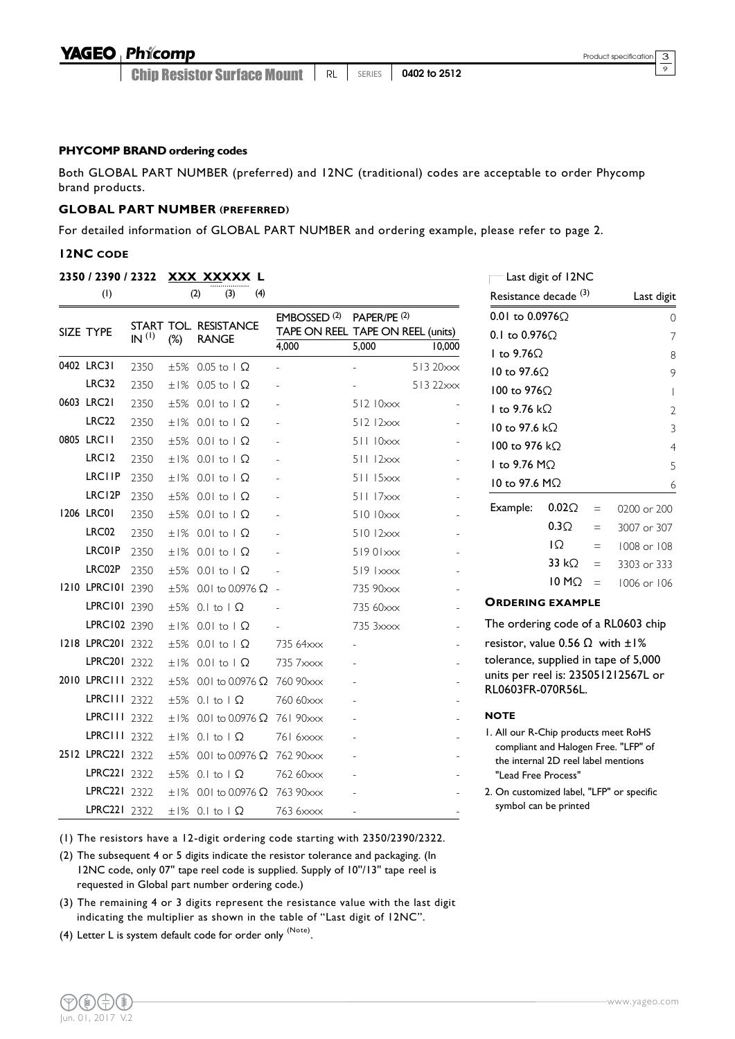#### PHYCOMP BRAND ordering codes

Both GLOBAL PART NUMBER (preferred) and 12NC (traditional) codes are acceptable to order Phycomp brand products.

#### GLOBAL PART NUMBER (PREFERRED)

For detailed information of GLOBAL PART NUMBER and ordering example, please refer to page 2.

#### 12NC CODE

**2350 / 2390 / 2322 XXX XXXXX L**

(1) (2) (3) (4)

| SIZE | TYPE | START IN [(1)] | TOL. (%) | RESISTANCE RANGE | EMBOSSED [(2)] TAPE ON REEL | PAPER/PE [(2)] TAPE ON REEL (units) | |
|---|---|---|---|---|---|---|---|
| | | | | | 4,000 | 5,000 | 10,000 |
| 0402 | LRC31 | 2350 | ±5% | 0.05 to 1 Ω | - | - | 513 20xxx |
| | LRC32 | 2350 | ±1% | 0.05 to 1 Ω | - | - | 513 22xxx |
| 0603 | LRC21 | 2350 | ±5% | 0.01 to 1 Ω | - | 512 10xxx | - |
| | LRC22 | 2350 | ±1% | 0.01 to 1 Ω | - | 512 12xxx | - |
| 0805 | LRC11 | 2350 | ±5% | 0.01 to 1 Ω | - | 511 10xxx | - |
| | LRC12 | 2350 | ±1% | 0.01 to 1 Ω | - | 511 12xxx | - |
| | LRC11P | 2350 | ±1% | 0.01 to 1 Ω | - | 511 15xxx | - |
| | LRC12P | 2350 | ±5% | 0.01 to 1 Ω | - | 511 17xxx | - |
| 1206 | LRC01 | 2350 | ±5% | 0.01 to 1 Ω | - | 510 10xxx | - |
| | LRC02 | 2350 | ±1% | 0.01 to 1 Ω | - | 510 12xxx | - |
| | LRC01P | 2350 | ±1% | 0.01 to 1 Ω | - | 519 01xxx | - |
| | LRC02P | 2350 | ±5% | 0.01 to 1 Ω | - | 519 1xxxx | - |
| 1210 | LPRC101 | 2390 | ±5% | 0.01 to 0.0976 Ω | - | 735 90xxx | - |
| | LPRC101 | 2390 | ±5% | 0.1 to 1 Ω | - | 735 60xxx | - |
| | LPRC102 | 2390 | ±1% | 0.01 to 1 Ω | - | 735 3xxxx | - |
| 1218 | LPRC201 | 2322 | ±5% | 0.01 to 1 Ω | 735 64xxx | - | - |
| | LPRC201 | 2322 | ±1% | 0.01 to 1 Ω | 735 7xxxx | - | - |
| 2010 | LPRC111 | 2322 | ±5% | 0.01 to 0.0976 Ω | 760 90xxx | - | - |
| | LPRC111 | 2322 | ±5% | 0.1 to 1 Ω | 760 60xxx | - | - |
| | LPRC111 | 2322 | ±1% | 0.01 to 0.0976 Ω | 761 90xxx | - | - |
| | LPRC111 | 2322 | ±1% | 0.1 to 1 Ω | 761 6xxxx | - | - |
| 2512 | LPRC221 | 2322 | ±5% | 0.01 to 0.0976 Ω | 762 90xxx | - | - |
| | LPRC221 | 2322 | ±5% | 0.1 to 1 Ω | 762 60xxx | - | - |
| | LPRC221 | 2322 | ±1% | 0.01 to 0.0976 Ω | 763 90xxx | - | - |
| | LPRC221 | 2322 | ±1% | 0.1 to 1 Ω | 763 6xxxx | - | - |

(1) The resistors have a 12-digit ordering code starting with 2350/2390/2322.

(2) The subsequent 4 or 5 digits indicate the resistor tolerance and packaging. (In 12NC code, only 07" tape reel code is supplied. Supply of 10"/13" tape reel is requested in Global part number ordering code.)

(3) The remaining 4 or 3 digits represent the resistance value with the last digit indicating the multiplier as shown in the table of "Last digit of 12NC".

(4) Letter L is system default code for order only [(Note)].

Last digit of 12NC

| Resistance decade [(3)] | Last digit |
|---|---|
| 0.01 to 0.0976Ω | 0 |
| 0.1 to 0.976Ω | 7 |
| 1 to 9.76Ω | 8 |
| 10 to 97.6Ω | 9 |
| 100 to 976Ω | 1 |
| 1 to 9.76 kΩ | 2 |
| 10 to 97.6 kΩ | 3 |
| 100 to 976 kΩ | 4 |
| 1 to 9.76 MΩ | 5 |
| 10 to 97.6 MΩ | 6 |

| Example: | | | |
|---|---|---|---|
| | 0.02Ω | = | 0200 or 200 |
| | 0.3Ω | = | 3007 or 307 |
| | 1Ω | = | 1008 or 108 |
| | 33 kΩ | = | 3303 or 333 |
| | 10 MΩ | = | 1006 or 106 |

#### ORDERING EXAMPLE

The ordering code of a RL0603 chip resistor, value 0.56 Ω with ±1% tolerance, supplied in tape of 5,000 units per reel is: 235051212567L or RL0603FR-070R56L.

#### NOTE

1. All our R-Chip products meet RoHS compliant and Halogen Free. "LFP" of the internal 2D reel label mentions "Lead Free Process"
2. On customized label, "LFP" or specific symbol can be printed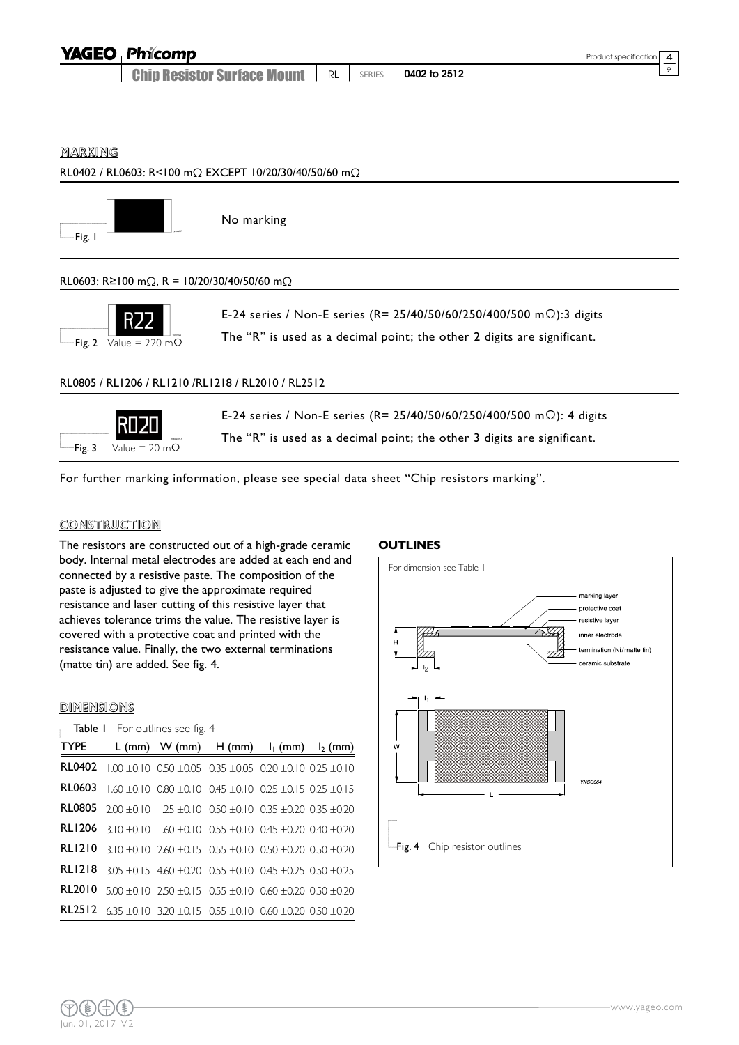## MARKING

### RL0402 / RL0603: R<100 mΩ EXCEPT 10/20/30/40/50/60 mΩ

Fig. 1

No marking

### RL0603: R≥100 mΩ, R = 10/20/30/40/50/60 mΩ

R22

Fig. 2 Value = 220 mΩ

E-24 series / Non-E series (R= 25/40/50/60/250/400/500 mΩ):3 digits

The “R” is used as a decimal point; the other 2 digits are significant.

### RL0805 / RL1206 / RL1210 /RL1218 / RL2010 / RL2512

R020

Fig. 3 Value = 20 mΩ

E-24 series / Non-E series (R= 25/40/50/60/250/400/500 mΩ): 4 digits

The “R” is used as a decimal point; the other 3 digits are significant.

For further marking information, please see special data sheet “Chip resistors marking”.

## CONSTRUCTION

The resistors are constructed out of a high-grade ceramic body. Internal metal electrodes are added at each end and connected by a resistive paste. The composition of the paste is adjusted to give the approximate required resistance and laser cutting of this resistive layer that achieves tolerance trims the value. The resistive layer is covered with a protective coat and printed with the resistance value. Finally, the two external terminations (matte tin) are added. See fig. 4.

## DIMENSIONS

Table 1 For outlines see fig. 4

| TYPE | L (mm) | W (mm) | H (mm) | $l_1$ (mm) | $l_2$ (mm) |
|---|---|---|---|---|---|
| RL0402 | 1.00 ±0.10 | 0.50 ±0.05 | 0.35 ±0.05 | 0.20 ±0.10 | 0.25 ±0.10 |
| RL0603 | 1.60 ±0.10 | 0.80 ±0.10 | 0.45 ±0.10 | 0.25 ±0.15 | 0.25 ±0.15 |
| RL0805 | 2.00 ±0.10 | 1.25 ±0.10 | 0.50 ±0.10 | 0.35 ±0.20 | 0.35 ±0.20 |
| RL1206 | 3.10 ±0.10 | 1.60 ±0.10 | 0.55 ±0.10 | 0.45 ±0.20 | 0.40 ±0.20 |
| RL1210 | 3.10 ±0.10 | 2.60 ±0.15 | 0.55 ±0.10 | 0.50 ±0.20 | 0.50 ±0.20 |
| RL1218 | 3.05 ±0.15 | 4.60 ±0.20 | 0.55 ±0.10 | 0.45 ±0.25 | 0.50 ±0.25 |
| RL2010 | 5.00 ±0.10 | 2.50 ±0.15 | 0.55 ±0.10 | 0.60 ±0.20 | 0.50 ±0.20 |
| RL2512 | 6.35 ±0.10 | 3.20 ±0.15 | 0.55 ±0.10 | 0.60 ±0.20 | 0.50 ±0.20 |

### OUTLINES

For dimension see Table 1

marking layer
protective coat
resistive layer
inner electrode
termination (Ni/matte tin)
ceramic substrate

Fig. 4 Chip resistor outlines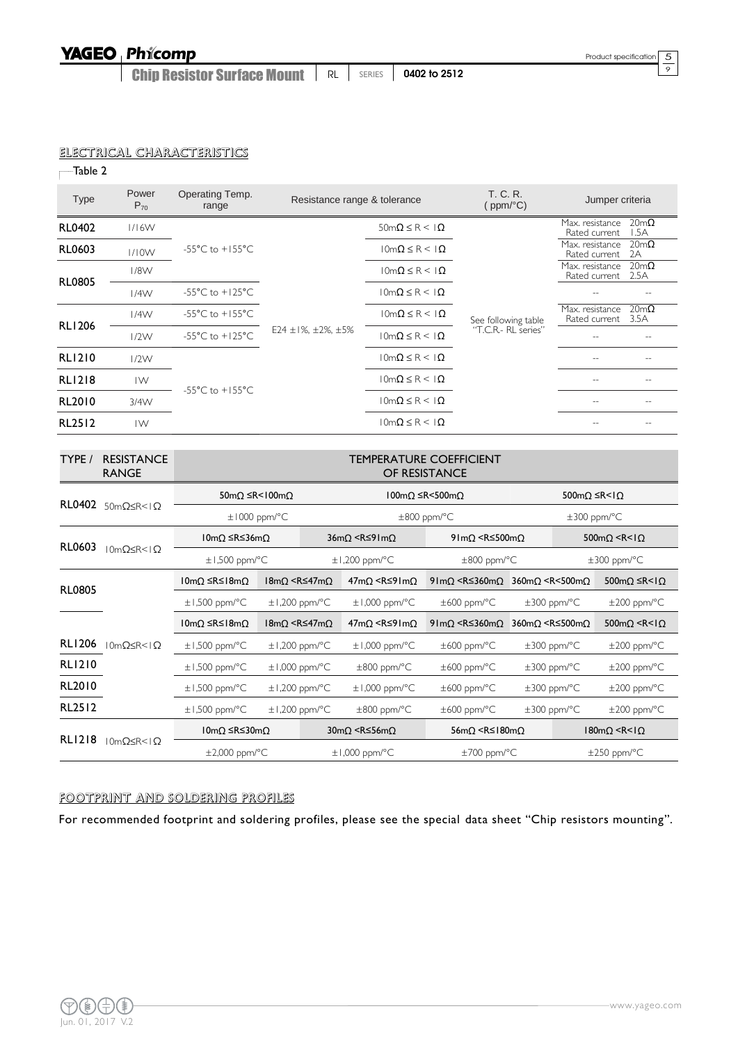## ELECTRICAL CHARACTERISTICS

Table 2

| Type | Power $P_{70}$ | Operating Temp. range | Resistance range & tolerance | | T. C. R. ( ppm/°C) | Jumper criteria | |
|---|---|---|---|---|---|---|---|
| RL0402 | 1/16W | -55°C to +155°C | E24 ±1%, ±2%, ±5% | 50mΩ ≤ R < 1Ω | See following table "T.C.R.- RL series" | Max. resistance<br>Rated current | 20mΩ<br>1.5A |
| RL0603 | 1/10W | -55°C to +155°C | E24 ±1%, ±2%, ±5% | 10mΩ ≤ R < 1Ω | See following table "T.C.R.- RL series" | Max. resistance<br>Rated current | 20mΩ<br>2A |
| RL0805 | 1/8W | -55°C to +155°C | E24 ±1%, ±2%, ±5% | 10mΩ ≤ R < 1Ω | See following table "T.C.R.- RL series" | Max. resistance<br>Rated current | 20mΩ<br>2.5A |
| RL0805 | 1/4W | -55°C to +125°C | E24 ±1%, ±2%, ±5% | 10mΩ ≤ R < 1Ω | See following table "T.C.R.- RL series" | -- | -- |
| RL1206 | 1/4W | -55°C to +155°C | E24 ±1%, ±2%, ±5% | 10mΩ ≤ R < 1Ω | See following table "T.C.R.- RL series" | Max. resistance<br>Rated current | 20mΩ<br>3.5A |
| RL1206 | 1/2W | -55°C to +125°C | E24 ±1%, ±2%, ±5% | 10mΩ ≤ R < 1Ω | See following table "T.C.R.- RL series" | -- | -- |
| RL1210 | 1/2W | -55°C to +155°C | E24 ±1%, ±2%, ±5% | 10mΩ ≤ R < 1Ω | See following table "T.C.R.- RL series" | -- | -- |
| RL1218 | 1W | -55°C to +155°C | E24 ±1%, ±2%, ±5% | 10mΩ ≤ R < 1Ω | See following table "T.C.R.- RL series" | -- | -- |
| RL2010 | 3/4W | -55°C to +155°C | E24 ±1%, ±2%, ±5% | 10mΩ ≤ R < 1Ω | See following table "T.C.R.- RL series" | -- | -- |
| RL2512 | 1W | -55°C to +155°C | E24 ±1%, ±2%, ±5% | 10mΩ ≤ R < 1Ω | See following table "T.C.R.- RL series" | -- | -- |

| TYPE / | RESISTANCE RANGE | TEMPERATURE COEFFICIENT OF RESISTANCE | | | | | |
|---|---|---|---|---|---|---|---|
| RL0402 | 50mΩ≤R<1Ω | 50mΩ ≤R<100mΩ | | 100mΩ ≤R<500mΩ | | 500mΩ ≤R<1Ω | |
| | | ±1000 ppm/°C | | ±800 ppm/°C | | ±300 ppm/°C | |
| RL0603 | 10mΩ≤R<1Ω | 10mΩ ≤R≤36mΩ | 36mΩ <R≤91mΩ | | 91mΩ <R≤500mΩ | 500mΩ <R<1Ω | |
| | | ±1,500 ppm/°C | ±1,200 ppm/°C | | ±800 ppm/°C | ±300 ppm/°C | |
| RL0805 | 10mΩ≤R<1Ω | 10mΩ ≤R≤18mΩ | 18mΩ <R≤47mΩ | 47mΩ <R≤91mΩ | 91mΩ <R≤360mΩ | 360mΩ <R<500mΩ | 500mΩ ≤R<1Ω |
| | | ±1,500 ppm/°C | ±1,200 ppm/°C | ±1,000 ppm/°C | ±600 ppm/°C | ±300 ppm/°C | ±200 ppm/°C |
| | | 10mΩ ≤R≤18mΩ | 18mΩ <R≤47mΩ | 47mΩ <R≤91mΩ | 91mΩ <R≤360mΩ | 360mΩ <R≤500mΩ | 500mΩ <R<1Ω |
| RL1206 | 10mΩ≤R<1Ω | ±1,500 ppm/°C | ±1,200 ppm/°C | ±1,000 ppm/°C | ±600 ppm/°C | ±300 ppm/°C | ±200 ppm/°C |
| RL1210 | 10mΩ≤R<1Ω | ±1,500 ppm/°C | ±1,000 ppm/°C | ±800 ppm/°C | ±600 ppm/°C | ±300 ppm/°C | ±200 ppm/°C |
| RL2010 | 10mΩ≤R<1Ω | ±1,500 ppm/°C | ±1,200 ppm/°C | ±1,000 ppm/°C | ±600 ppm/°C | ±300 ppm/°C | ±200 ppm/°C |
| RL2512 | 10mΩ≤R<1Ω | ±1,500 ppm/°C | ±1,200 ppm/°C | ±800 ppm/°C | ±600 ppm/°C | ±300 ppm/°C | ±200 ppm/°C |
| RL1218 | 10mΩ≤R<1Ω | 10mΩ ≤R≤30mΩ | 30mΩ <R≤56mΩ | | 56mΩ <R≤180mΩ | 180mΩ <R<1Ω | |
| | | ±2,000 ppm/°C | ±1,000 ppm/°C | | ±700 ppm/°C | ±250 ppm/°C | |

## FOOTPRINT AND SOLDERING PROFILES

For recommended footprint and soldering profiles, please see the special data sheet "Chip resistors mounting".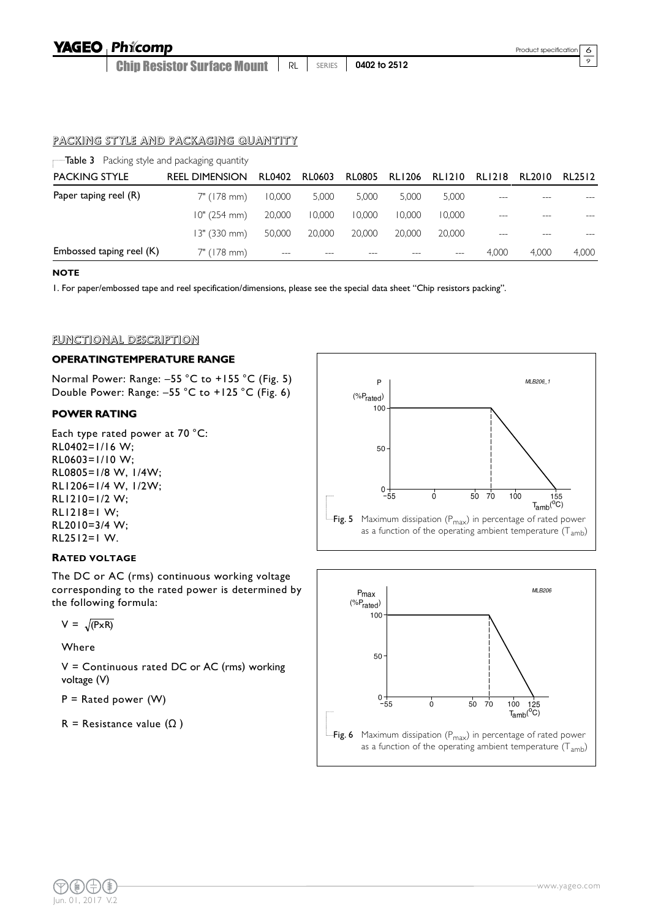## PACKING STYLE AND PACKAGING QUANTITY

Table 3 Packing style and packaging quantity

| PACKING STYLE | REEL DIMENSION | RL0402 | RL0603 | RL0805 | RL1206 | RL1210 | RL1218 | RL2010 | RL2512 |
|---|---|---|---|---|---|---|---|---|---|
| Paper taping reel (R) | 7" (178 mm) | 10,000 | 5,000 | 5,000 | 5,000 | 5,000 | --- | --- | --- |
| | 10" (254 mm) | 20,000 | 10,000 | 10,000 | 10,000 | 10,000 | --- | --- | --- |
| | 13" (330 mm) | 50,000 | 20,000 | 20,000 | 20,000 | 20,000 | --- | --- | --- |
| Embossed taping reel (K) | 7" (178 mm) | --- | --- | --- | --- | --- | 4,000 | 4,000 | 4,000 |

**NOTE**

1. For paper/embossed tape and reel specification/dimensions, please see the special data sheet "Chip resistors packing".

## FUNCTIONAL DESCRIPTION

### OPERATINGTEMPERATURE RANGE

Normal Power: Range: –55 °C to +155 °C (Fig. 5)
Double Power: Range: –55 °C to +125 °C (Fig. 6)

### POWER RATING

Each type rated power at 70 °C:
RL0402=1/16 W;
RL0603=1/10 W;
RL0805=1/8 W, 1/4W;
RL1206=1/4 W, 1/2W;
RL1210=1/2 W;
RL1218=1 W;
RL2010=3/4 W;
RL2512=1 W.

### RATED VOLTAGE

The DC or AC (rms) continuous working voltage corresponding to the rated power is determined by the following formula:

$$V = \sqrt{(P \times R)}$$

Where

V = Continuous rated DC or AC (rms) working voltage (V)

P = Rated power (W)

R = Resistance value (Ω)

Fig. 5 Maximum dissipation ($P_{max}$) in percentage of rated power as a function of the operating ambient temperature ($T_{amb}$)

Fig. 6 Maximum dissipation ($P_{max}$) in percentage of rated power as a function of the operating ambient temperature ($T_{amb}$)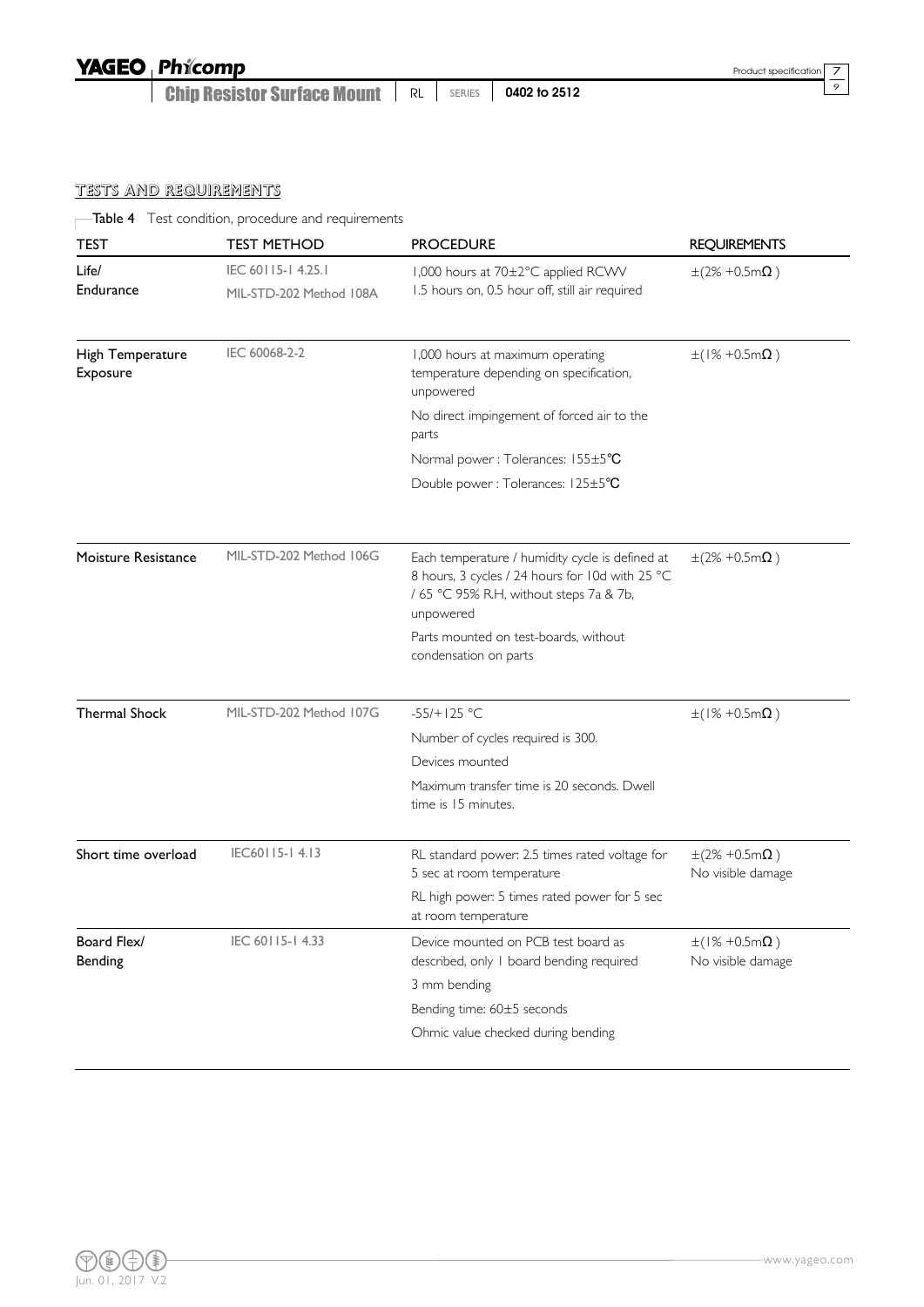## TESTS AND REQUIREMENTS

Table 4 Test condition, procedure and requirements

| TEST | TEST METHOD | PROCEDURE | REQUIREMENTS |
|---|---|---|---|
| Life/ Endurance | IEC 60115-1 4.25.1<br>MIL-STD-202 Method 108A | 1,000 hours at 70±2°C applied RCWV<br>1.5 hours on, 0.5 hour off, still air required | ±(2% +0.5mΩ ) |
| High Temperature Exposure | IEC 60068-2-2 | 1,000 hours at maximum operating temperature depending on specification, unpowered<br>No direct impingement of forced air to the parts<br>Normal power : Tolerances: 155±5℃<br>Double power : Tolerances: 125±5℃ | ±(1% +0.5mΩ ) |
| Moisture Resistance | MIL-STD-202 Method 106G | Each temperature / humidity cycle is defined at 8 hours, 3 cycles / 24 hours for 10d with 25 °C / 65 °C 95% R.H, without steps 7a & 7b, unpowered<br>Parts mounted on test-boards, without condensation on parts | ±(2% +0.5mΩ ) |
| Thermal Shock | MIL-STD-202 Method 107G | -55/+125 °C<br>Number of cycles required is 300.<br>Devices mounted<br>Maximum transfer time is 20 seconds. Dwell time is 15 minutes. | ±(1% +0.5mΩ ) |
| Short time overload | IEC60115-1 4.13 | RL standard power: 2.5 times rated voltage for 5 sec at room temperature<br>RL high power: 5 times rated power for 5 sec at room temperature | ±(2% +0.5mΩ )<br>No visible damage |
| Board Flex/ Bending | IEC 60115-1 4.33 | Device mounted on PCB test board as described, only 1 board bending required<br>3 mm bending<br>Bending time: 60±5 seconds<br>Ohmic value checked during bending | ±(1% +0.5mΩ )<br>No visible damage |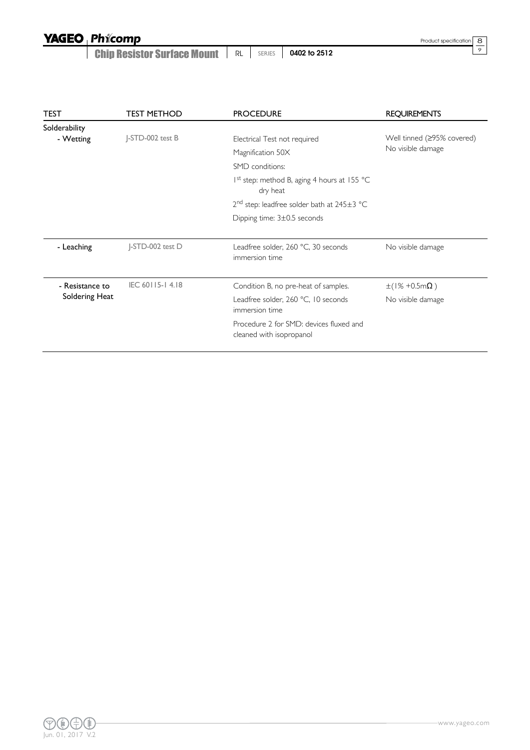| TEST | TEST METHOD | PROCEDURE | REQUIREMENTS |
|---|---|---|---|
| Solderability<br>- Wetting | J-STD-002 test B | Electrical Test not required<br>Magnification 50X<br>SMD conditions:<br>1st step: method B, aging 4 hours at 155 °C dry heat<br>2nd step: leadfree solder bath at 245±3 °C<br>Dipping time: 3±0.5 seconds | Well tinned (≥95% covered)<br>No visible damage |
| - Leaching | J-STD-002 test D | Leadfree solder, 260 °C, 30 seconds immersion time | No visible damage |
| - Resistance to Soldering Heat | IEC 60115-1 4.18 | Condition B, no pre-heat of samples.<br>Leadfree solder, 260 °C, 10 seconds immersion time<br>Procedure 2 for SMD: devices fluxed and cleaned with isopropanol | ±(1% +0.5mΩ )<br>No visible damage |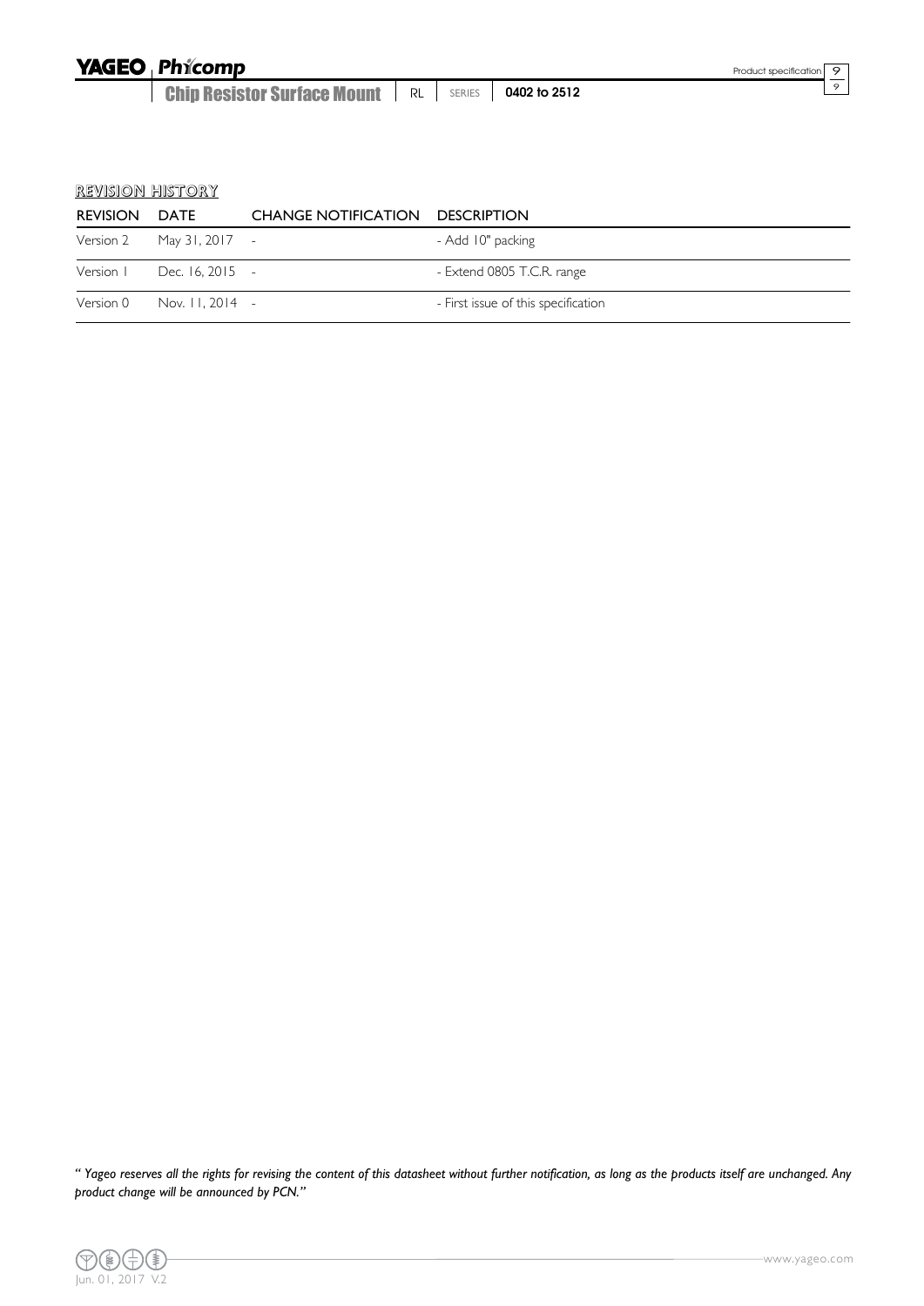## REVISION HISTORY

| REVISION | DATE | CHANGE NOTIFICATION | DESCRIPTION |
|---|---|---|---|
| Version 2 | May 31, 2017 | - | - Add 10" packing |
| Version 1 | Dec. 16, 2015 | - | - Extend 0805 T.C.R. range |
| Version 0 | Nov. 11, 2014 | - | - First issue of this specification |

*" Yageo reserves all the rights for revising the content of this datasheet without further notification, as long as the products itself are unchanged. Any product change will be announced by PCN."*